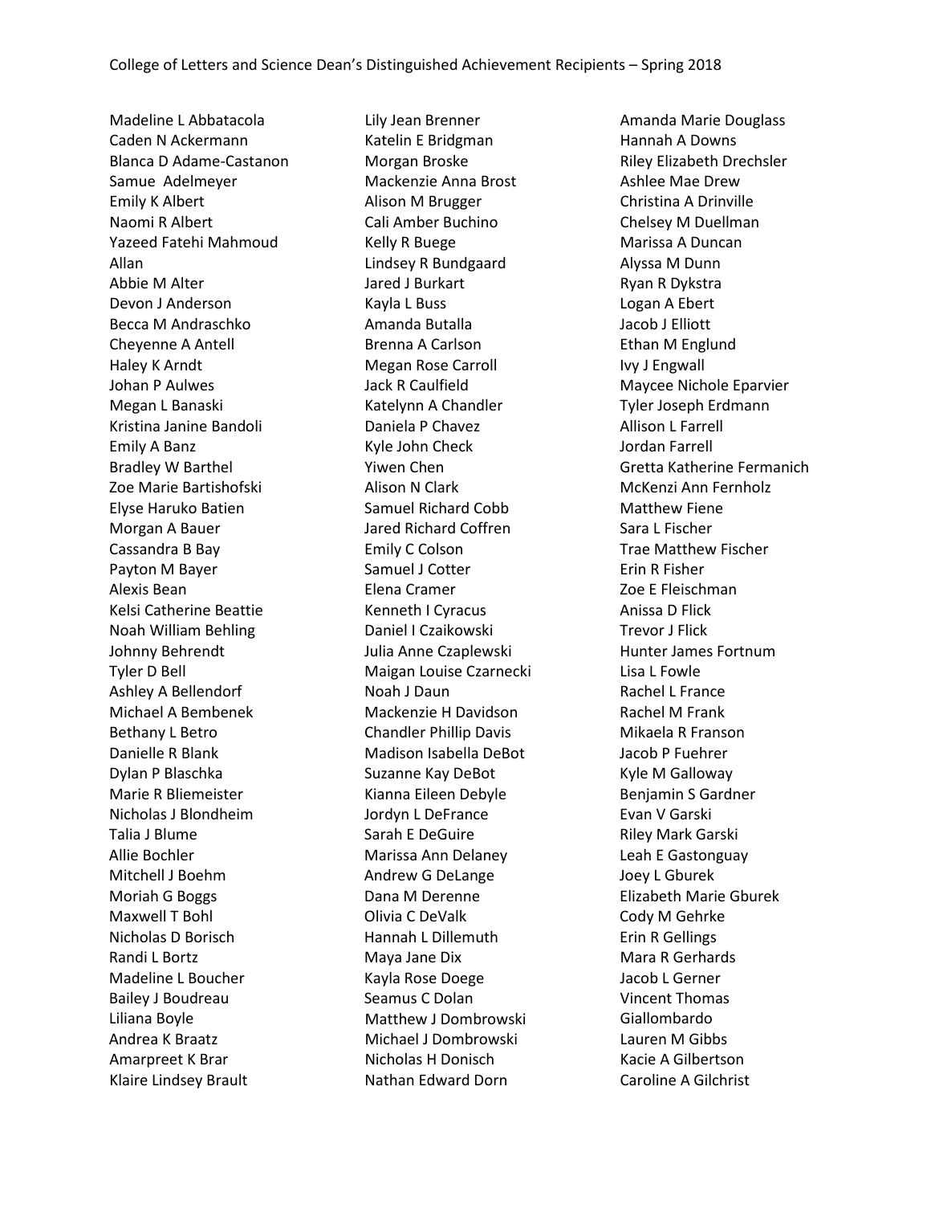College of Letters and Science Dean's Distinguished Achievement Recipients – Spring 2018

Madeline L Abbatacola
Caden N Ackermann
Blanca D Adame-Castanon
Samue Adelmeyer
Emily K Albert
Naomi R Albert
Yazeed Fatehi Mahmoud Allan
Abbie M Alter
Devon J Anderson
Becca M Andraschko
Cheyenne A Antell
Haley K Arndt
Johan P Aulwes
Megan L Banaski
Kristina Janine Bandoli
Emily A Banz
Bradley W Barthel
Zoe Marie Bartishofski
Elyse Haruko Batien
Morgan A Bauer
Cassandra B Bay
Payton M Bayer
Alexis Bean
Kelsi Catherine Beattie
Noah William Behling
Johnny Behrendt
Tyler D Bell
Ashley A Bellendorf
Michael A Bembenek
Bethany L Betro
Danielle R Blank
Dylan P Blaschka
Marie R Bliemeister
Nicholas J Blondheim
Talia J Blume
Allie Bochler
Mitchell J Boehm
Moriah G Boggs
Maxwell T Bohl
Nicholas D Borisch
Randi L Bortz
Madeline L Boucher
Bailey J Boudreau
Liliana Boyle
Andrea K Braatz
Amarpreet K Brar
Klaire Lindsey Brault
Lily Jean Brenner
Katelin E Bridgman
Morgan Broske
Mackenzie Anna Brost
Alison M Brugger
Cali Amber Buchino
Kelly R Buege
Lindsey R Bundgaard
Jared J Burkart
Kayla L Buss
Amanda Butalla
Brenna A Carlson
Megan Rose Carroll
Jack R Caulfield
Katelynn A Chandler
Daniela P Chavez
Kyle John Check
Yiwen Chen
Alison N Clark
Samuel Richard Cobb
Jared Richard Coffren
Emily C Colson
Samuel J Cotter
Elena Cramer
Kenneth I Cyracus
Daniel I Czaikowski
Julia Anne Czaplewski
Maigan Louise Czarnecki
Noah J Daun
Mackenzie H Davidson
Chandler Phillip Davis
Madison Isabella DeBot
Suzanne Kay DeBot
Kianna Eileen Debyle
Jordyn L DeFrance
Sarah E DeGuire
Marissa Ann Delaney
Andrew G DeLange
Dana M Derenne
Olivia C DeValk
Hannah L Dillemuth
Maya Jane Dix
Kayla Rose Doege
Seamus C Dolan
Matthew J Dombrowski
Michael J Dombrowski
Nicholas H Donisch
Nathan Edward Dorn
Amanda Marie Douglass
Hannah A Downs
Riley Elizabeth Drechsler
Ashlee Mae Drew
Christina A Drinville
Chelsey M Duellman
Marissa A Duncan
Alyssa M Dunn
Ryan R Dykstra
Logan A Ebert
Jacob J Elliott
Ethan M Englund
Ivy J Engwall
Maycee Nichole Eparvier
Tyler Joseph Erdmann
Allison L Farrell
Jordan Farrell
Gretta Katherine Fermanich
McKenzi Ann Fernholz
Matthew Fiene
Sara L Fischer
Trae Matthew Fischer
Erin R Fisher
Zoe E Fleischman
Anissa D Flick
Trevor J Flick
Hunter James Fortnum
Lisa L Fowle
Rachel L France
Rachel M Frank
Mikaela R Franson
Jacob P Fuehrer
Kyle M Galloway
Benjamin S Gardner
Evan V Garski
Riley Mark Garski
Leah E Gastonguay
Joey L Gburek
Elizabeth Marie Gburek
Cody M Gehrke
Erin R Gellings
Mara R Gerhards
Jacob L Gerner
Vincent Thomas Giallombardo
Lauren M Gibbs
Kacie A Gilbertson
Caroline A Gilchrist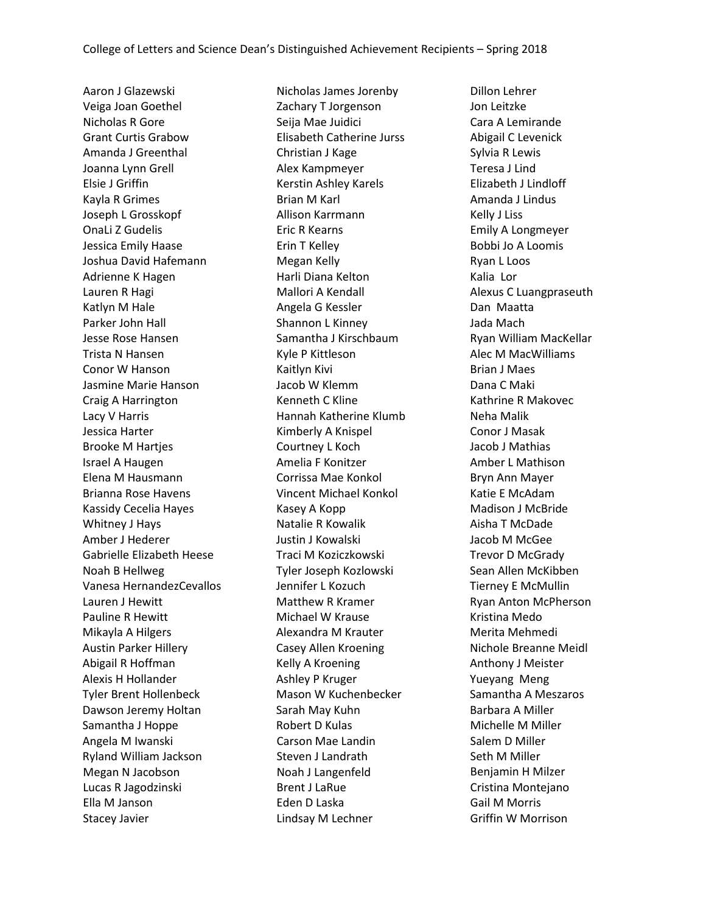Aaron J Glazewski
Veiga Joan Goethel
Nicholas R Gore
Grant Curtis Grabow
Amanda J Greenthal
Joanna Lynn Grell
Elsie J Griffin
Kayla R Grimes
Joseph L Grosskopf
OnaLi Z Gudelis
Jessica Emily Haase
Joshua David Hafemann
Adrienne K Hagen
Lauren R Hagi
Katlyn M Hale
Parker John Hall
Jesse Rose Hansen
Trista N Hansen
Conor W Hanson
Jasmine Marie Hanson
Craig A Harrington
Lacy V Harris
Jessica Harter
Brooke M Hartjes
Israel A Haugen
Elena M Hausmann
Brianna Rose Havens
Kassidy Cecelia Hayes
Whitney J Hays
Amber J Hederer
Gabrielle Elizabeth Heese
Noah B Hellweg
Vanesa HernandezCevallos
Lauren J Hewitt
Pauline R Hewitt
Mikayla A Hilgers
Austin Parker Hillery
Abigail R Hoffman
Alexis H Hollander
Tyler Brent Hollenbeck
Dawson Jeremy Holtan
Samantha J Hoppe
Angela M Iwanski
Ryland William Jackson
Megan N Jacobson
Lucas R Jagodzinski
Ella M Janson
Stacey Javier
Nicholas James Jorenby
Zachary T Jorgenson
Seija Mae Juidici
Elisabeth Catherine Jurss
Christian J Kage
Alex Kampmeyer
Kerstin Ashley Karels
Brian M Karl
Allison Karrmann
Eric R Kearns
Erin T Kelley
Megan Kelly
Harli Diana Kelton
Mallori A Kendall
Angela G Kessler
Shannon L Kinney
Samantha J Kirschbaum
Kyle P Kittleson
Kaitlyn Kivi
Jacob W Klemm
Kenneth C Kline
Hannah Katherine Klumb
Kimberly A Knispel
Courtney L Koch
Amelia F Konitzer
Corrissa Mae Konkol
Vincent Michael Konkol
Kasey A Kopp
Natalie R Kowalik
Justin J Kowalski
Traci M Koziczkowski
Tyler Joseph Kozlowski
Jennifer L Kozuch
Matthew R Kramer
Michael W Krause
Alexandra M Krauter
Casey Allen Kroening
Kelly A Kroening
Ashley P Kruger
Mason W Kuchenbecker
Sarah May Kuhn
Robert D Kulas
Carson Mae Landin
Steven J Landrath
Noah J Langenfeld
Brent J LaRue
Eden D Laska
Lindsay M Lechner
Dillon Lehrer
Jon Leitzke
Cara A Lemirande
Abigail C Levenick
Sylvia R Lewis
Teresa J Lind
Elizabeth J Lindloff
Amanda J Lindus
Kelly J Liss
Emily A Longmeyer
Bobbi Jo A Loomis
Ryan L Loos
Kalia Lor
Alexus C Luangpraseuth
Dan Maatta
Jada Mach
Ryan William MacKellar
Alec M MacWilliams
Brian J Maes
Dana C Maki
Kathrine R Makovec
Neha Malik
Conor J Masak
Jacob J Mathias
Amber L Mathison
Bryn Ann Mayer
Katie E McAdam
Madison J McBride
Aisha T McDade
Jacob M McGee
Trevor D McGrady
Sean Allen McKibben
Tierney E McMullin
Ryan Anton McPherson
Kristina Medo
Merita Mehmedi
Nichole Breanne Meidl
Anthony J Meister
Yueyang Meng
Samantha A Meszaros
Barbara A Miller
Michelle M Miller
Salem D Miller
Seth M Miller
Benjamin H Milzer
Cristina Montejano
Gail M Morris
Griffin W Morrison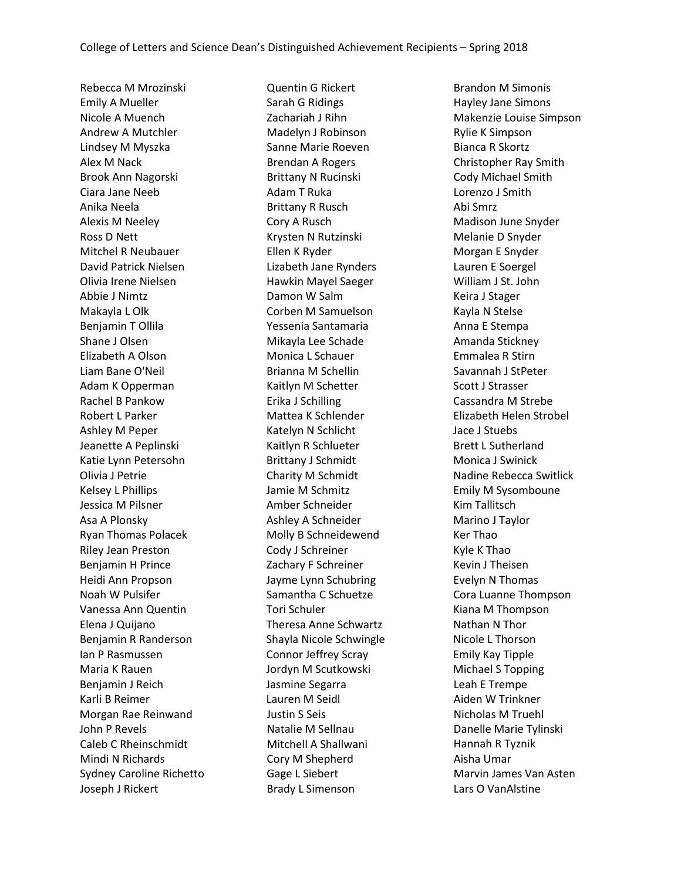Rebecca M Mrozinski
Emily A Mueller
Nicole A Muench
Andrew A Mutchler
Lindsey M Myszka
Alex M Nack
Brook Ann Nagorski
Ciara Jane Neeb
Anika Neela
Alexis M Neeley
Ross D Nett
Mitchel R Neubauer
David Patrick Nielsen
Olivia Irene Nielsen
Abbie J Nimtz
Makayla L Olk
Benjamin T Ollila
Shane J Olsen
Elizabeth A Olson
Liam Bane O'Neil
Adam K Opperman
Rachel B Pankow
Robert L Parker
Ashley M Peper
Jeanette A Peplinski
Katie Lynn Petersohn
Olivia J Petrie
Kelsey L Phillips
Jessica M Pilsner
Asa A Plonsky
Ryan Thomas Polacek
Riley Jean Preston
Benjamin H Prince
Heidi Ann Propson
Noah W Pulsifer
Vanessa Ann Quentin
Elena J Quijano
Benjamin R Randerson
Ian P Rasmussen
Maria K Rauen
Benjamin J Reich
Karli B Reimer
Morgan Rae Reinwand
John P Revels
Caleb C Rheinschmidt
Mindi N Richards
Sydney Caroline Richetto
Joseph J Rickert
Quentin G Rickert
Sarah G Ridings
Zachariah J Rihn
Madelyn J Robinson
Sanne Marie Roeven
Brendan A Rogers
Brittany N Rucinski
Adam T Ruka
Brittany R Rusch
Cory A Rusch
Krysten N Rutzinski
Ellen K Ryder
Lizabeth Jane Rynders
Hawkin Mayel Saeger
Damon W Salm
Corben M Samuelson
Yessenia Santamaria
Mikayla Lee Schade
Monica L Schauer
Brianna M Schellin
Kaitlyn M Schetter
Erika J Schilling
Mattea K Schlender
Katelyn N Schlicht
Kaitlyn R Schlueter
Brittany J Schmidt
Charity M Schmidt
Jamie M Schmitz
Amber Schneider
Ashley A Schneider
Molly B Schneidewend
Cody J Schreiner
Zachary F Schreiner
Jayme Lynn Schubring
Samantha C Schuetze
Tori Schuler
Theresa Anne Schwartz
Shayla Nicole Schwingle
Connor Jeffrey Scray
Jordyn M Scutkowski
Jasmine Segarra
Lauren M Seidl
Justin S Seis
Natalie M Sellnau
Mitchell A Shallwani
Cory M Shepherd
Gage L Siebert
Brady L Simenson
Brandon M Simonis
Hayley Jane Simons
Makenzie Louise Simpson
Rylie K Simpson
Bianca R Skortz
Christopher Ray Smith
Cody Michael Smith
Lorenzo J Smith
Abi Smrz
Madison June Snyder
Melanie D Snyder
Morgan E Snyder
Lauren E Soergel
William J St. John
Keira J Stager
Kayla N Stelse
Anna E Stempa
Amanda Stickney
Emmalea R Stirn
Savannah J StPeter
Scott J Strasser
Cassandra M Strebe
Elizabeth Helen Strobel
Jace J Stuebs
Brett L Sutherland
Monica J Swinick
Nadine Rebecca Switlick
Emily M Sysomboune
Kim Tallitsch
Marino J Taylor
Ker Thao
Kyle K Thao
Kevin J Theisen
Evelyn N Thomas
Cora Luanne Thompson
Kiana M Thompson
Nathan N Thor
Nicole L Thorson
Emily Kay Tipple
Michael S Topping
Leah E Trempe
Aiden W Trinkner
Nicholas M Truehl
Danelle Marie Tylinski
Hannah R Tyznik
Aisha Umar
Marvin James Van Asten
Lars O VanAlstine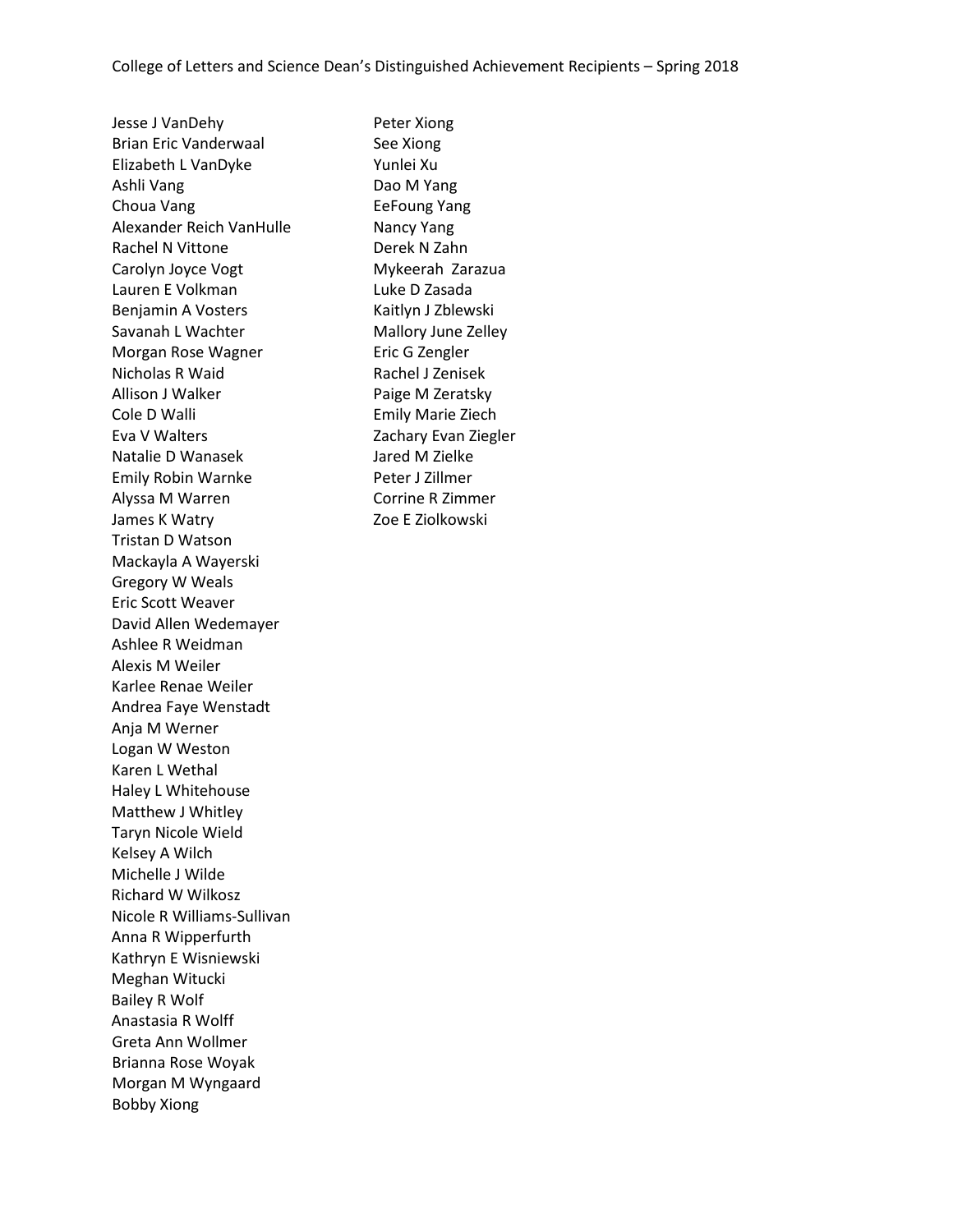Jesse J VanDehy
Brian Eric Vanderwaal
Elizabeth L VanDyke
Ashli Vang
Choua Vang
Alexander Reich VanHulle
Rachel N Vittone
Carolyn Joyce Vogt
Lauren E Volkman
Benjamin A Vosters
Savanah L Wachter
Morgan Rose Wagner
Nicholas R Waid
Allison J Walker
Cole D Walli
Eva V Walters
Natalie D Wanasek
Emily Robin Warnke
Alyssa M Warren
James K Watry
Tristan D Watson
Mackayla A Wayerski
Gregory W Weals
Eric Scott Weaver
David Allen Wedemayer
Ashlee R Weidman
Alexis M Weiler
Karlee Renae Weiler
Andrea Faye Wenstadt
Anja M Werner
Logan W Weston
Karen L Wethal
Haley L Whitehouse
Matthew J Whitley
Taryn Nicole Wield
Kelsey A Wilch
Michelle J Wilde
Richard W Wilkosz
Nicole R Williams-Sullivan
Anna R Wipperfurth
Kathryn E Wisniewski
Meghan Witucki
Bailey R Wolf
Anastasia R Wolff
Greta Ann Wollmer
Brianna Rose Woyak
Morgan M Wyngaard
Bobby Xiong
Peter Xiong
See Xiong
Yunlei Xu
Dao M Yang
EeFoung Yang
Nancy Yang
Derek N Zahn
Mykeerah Zarazua
Luke D Zasada
Kaitlyn J Zblewski
Mallory June Zelley
Eric G Zengler
Rachel J Zenisek
Paige M Zeratsky
Emily Marie Ziech
Zachary Evan Ziegler
Jared M Zielke
Peter J Zillmer
Corrine R Zimmer
Zoe E Ziolkowski